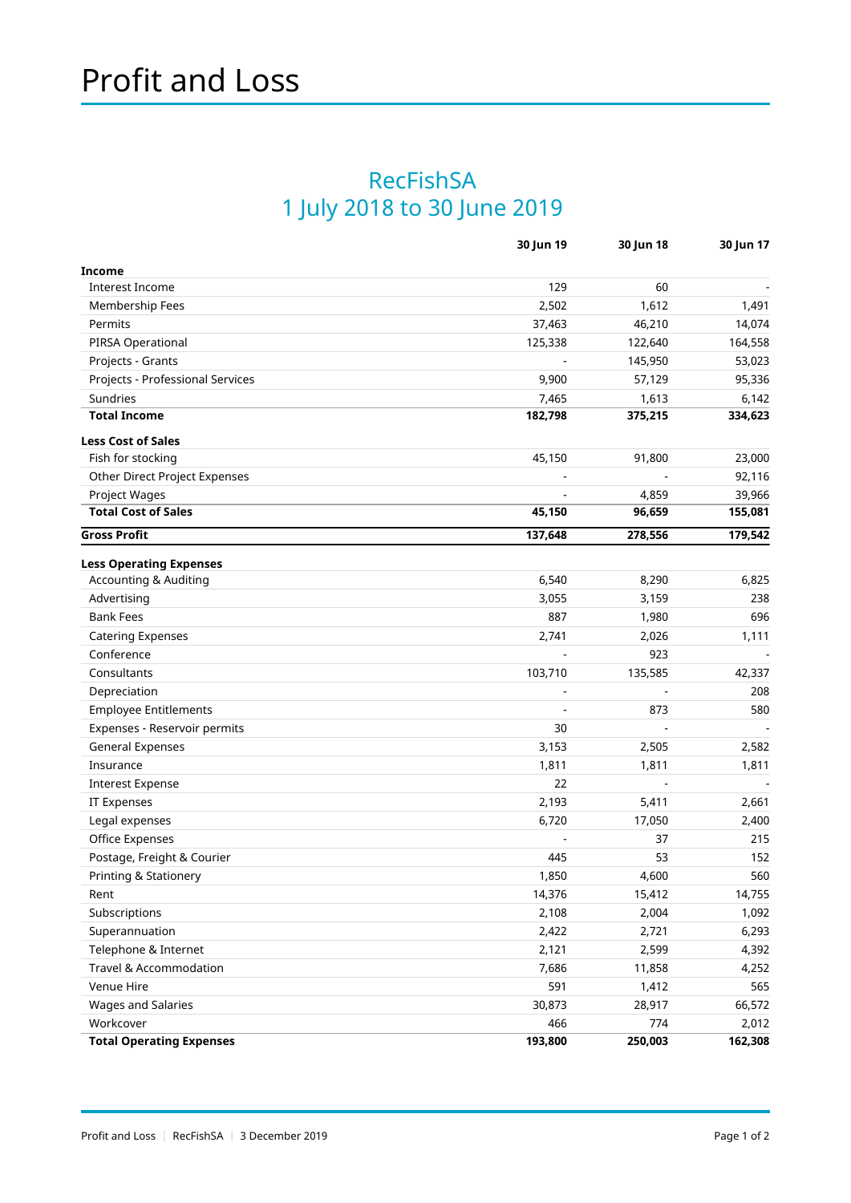# Profit and Loss

## RecFishSA
## 1 July 2018 to 30 June 2019

| | 30 Jun 19 | 30 Jun 18 | 30 Jun 17 |
|---|---|---|---|
| **Income** | | | |
| Interest Income | 129 | 60 | - |
| Membership Fees | 2,502 | 1,612 | 1,491 |
| Permits | 37,463 | 46,210 | 14,074 |
| PIRSA Operational | 125,338 | 122,640 | 164,558 |
| Projects - Grants | - | 145,950 | 53,023 |
| Projects - Professional Services | 9,900 | 57,129 | 95,336 |
| Sundries | 7,465 | 1,613 | 6,142 |
| **Total Income** | **182,798** | **375,215** | **334,623** |
| **Less Cost of Sales** | | | |
| Fish for stocking | 45,150 | 91,800 | 23,000 |
| Other Direct Project Expenses | - | - | 92,116 |
| Project Wages | - | 4,859 | 39,966 |
| **Total Cost of Sales** | **45,150** | **96,659** | **155,081** |
| **Gross Profit** | **137,648** | **278,556** | **179,542** |
| **Less Operating Expenses** | | | |
| Accounting & Auditing | 6,540 | 8,290 | 6,825 |
| Advertising | 3,055 | 3,159 | 238 |
| Bank Fees | 887 | 1,980 | 696 |
| Catering Expenses | 2,741 | 2,026 | 1,111 |
| Conference | - | 923 | - |
| Consultants | 103,710 | 135,585 | 42,337 |
| Depreciation | - | - | 208 |
| Employee Entitlements | - | 873 | 580 |
| Expenses - Reservoir permits | 30 | - | - |
| General Expenses | 3,153 | 2,505 | 2,582 |
| Insurance | 1,811 | 1,811 | 1,811 |
| Interest Expense | 22 | - | - |
| IT Expenses | 2,193 | 5,411 | 2,661 |
| Legal expenses | 6,720 | 17,050 | 2,400 |
| Office Expenses | - | 37 | 215 |
| Postage, Freight & Courier | 445 | 53 | 152 |
| Printing & Stationery | 1,850 | 4,600 | 560 |
| Rent | 14,376 | 15,412 | 14,755 |
| Subscriptions | 2,108 | 2,004 | 1,092 |
| Superannuation | 2,422 | 2,721 | 6,293 |
| Telephone & Internet | 2,121 | 2,599 | 4,392 |
| Travel & Accommodation | 7,686 | 11,858 | 4,252 |
| Venue Hire | 591 | 1,412 | 565 |
| Wages and Salaries | 30,873 | 28,917 | 66,572 |
| Workcover | 466 | 774 | 2,012 |
| **Total Operating Expenses** | **193,800** | **250,003** | **162,308** |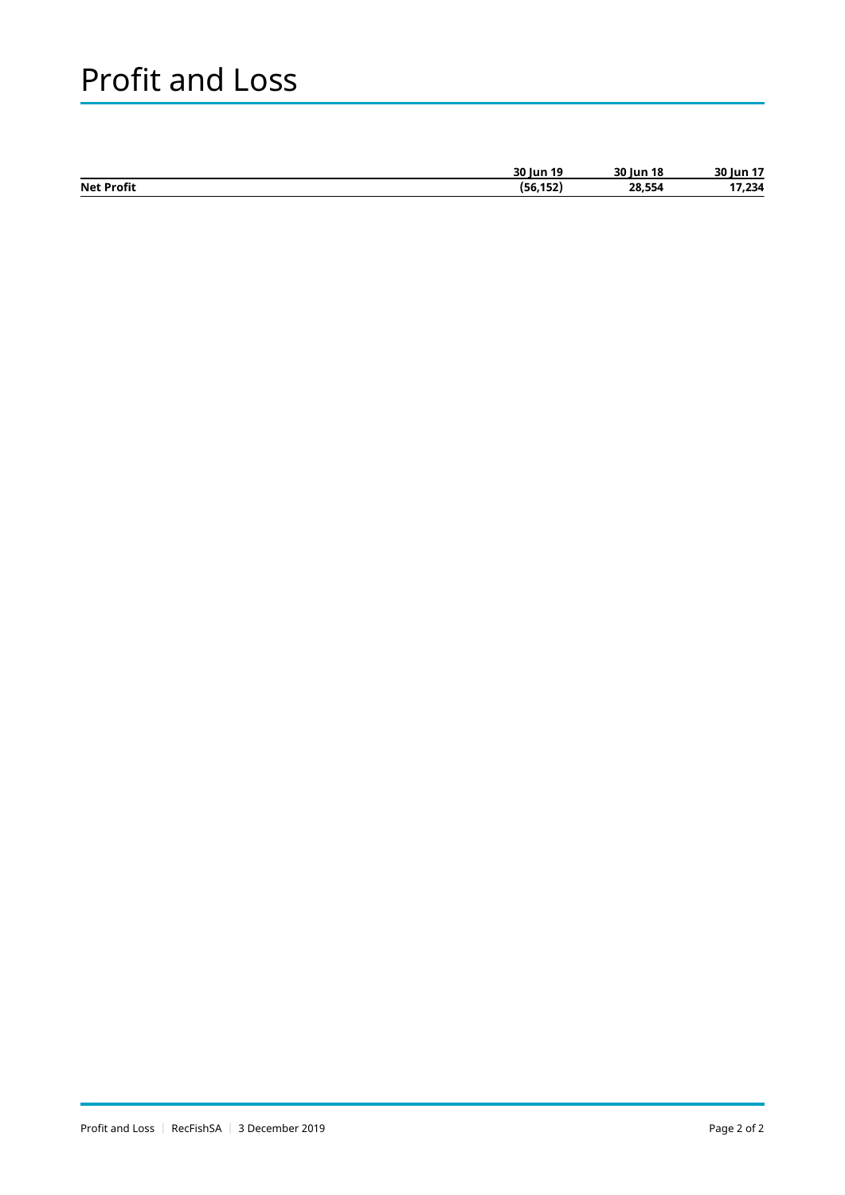# Profit and Loss

| | 30 Jun 19 | 30 Jun 18 | 30 Jun 17 |
|---|---|---|---|
| **Net Profit** | **(56,152)** | **28,554** | **17,234** |